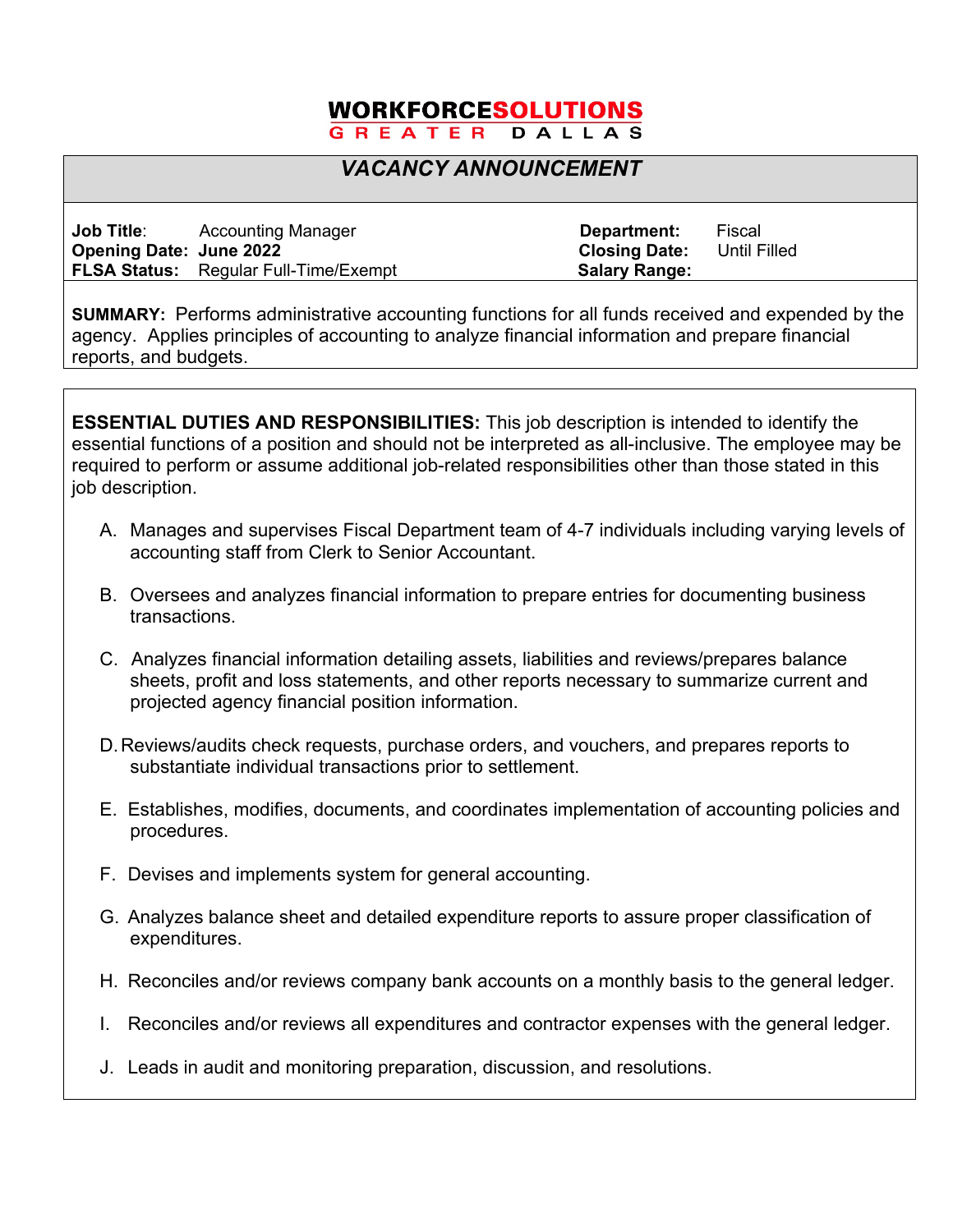**WORKFORCESOLUTIONS**
**GREATER DALLAS**

# *VACANCY ANNOUNCEMENT*

| | | | |
|---|---|---|---|
| **Job Title**: | Accounting Manager | **Department:** | Fiscal |
| **Opening Date:** | **June 2022** | **Closing Date:** | Until Filled |
| **FLSA Status:** | Regular Full-Time/Exempt | **Salary Range:** | |

**SUMMARY:** Performs administrative accounting functions for all funds received and expended by the agency. Applies principles of accounting to analyze financial information and prepare financial reports, and budgets.

**ESSENTIAL DUTIES AND RESPONSIBILITIES:** This job description is intended to identify the essential functions of a position and should not be interpreted as all-inclusive. The employee may be required to perform or assume additional job-related responsibilities other than those stated in this job description.

A. Manages and supervises Fiscal Department team of 4-7 individuals including varying levels of accounting staff from Clerk to Senior Accountant.

B. Oversees and analyzes financial information to prepare entries for documenting business transactions.

C. Analyzes financial information detailing assets, liabilities and reviews/prepares balance sheets, profit and loss statements, and other reports necessary to summarize current and projected agency financial position information.

D. Reviews/audits check requests, purchase orders, and vouchers, and prepares reports to substantiate individual transactions prior to settlement.

E. Establishes, modifies, documents, and coordinates implementation of accounting policies and procedures.

F. Devises and implements system for general accounting.

G. Analyzes balance sheet and detailed expenditure reports to assure proper classification of expenditures.

H. Reconciles and/or reviews company bank accounts on a monthly basis to the general ledger.

I. Reconciles and/or reviews all expenditures and contractor expenses with the general ledger.

J. Leads in audit and monitoring preparation, discussion, and resolutions.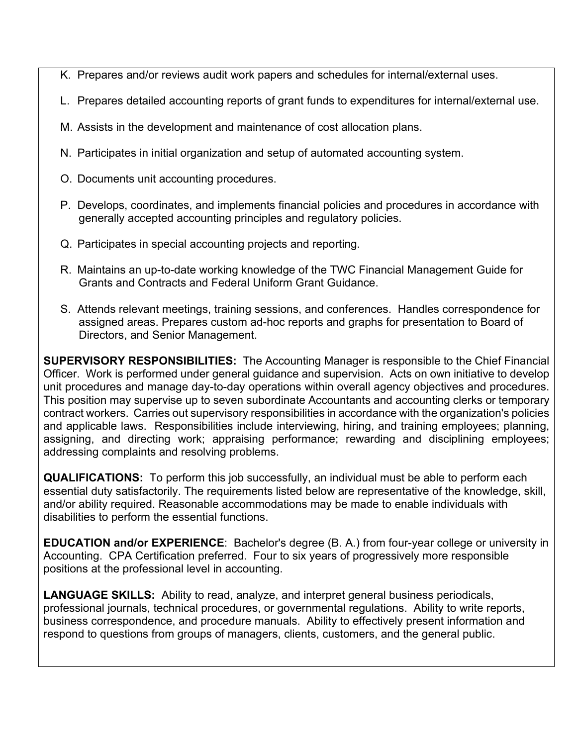K. Prepares and/or reviews audit work papers and schedules for internal/external uses.

L. Prepares detailed accounting reports of grant funds to expenditures for internal/external use.

M. Assists in the development and maintenance of cost allocation plans.

N. Participates in initial organization and setup of automated accounting system.

O. Documents unit accounting procedures.

P. Develops, coordinates, and implements financial policies and procedures in accordance with generally accepted accounting principles and regulatory policies.

Q. Participates in special accounting projects and reporting.

R. Maintains an up-to-date working knowledge of the TWC Financial Management Guide for Grants and Contracts and Federal Uniform Grant Guidance.

S. Attends relevant meetings, training sessions, and conferences. Handles correspondence for assigned areas. Prepares custom ad-hoc reports and graphs for presentation to Board of Directors, and Senior Management.

**SUPERVISORY RESPONSIBILITIES:** The Accounting Manager is responsible to the Chief Financial Officer. Work is performed under general guidance and supervision. Acts on own initiative to develop unit procedures and manage day-to-day operations within overall agency objectives and procedures. This position may supervise up to seven subordinate Accountants and accounting clerks or temporary contract workers. Carries out supervisory responsibilities in accordance with the organization's policies and applicable laws. Responsibilities include interviewing, hiring, and training employees; planning, assigning, and directing work; appraising performance; rewarding and disciplining employees; addressing complaints and resolving problems.

**QUALIFICATIONS:** To perform this job successfully, an individual must be able to perform each essential duty satisfactorily. The requirements listed below are representative of the knowledge, skill, and/or ability required. Reasonable accommodations may be made to enable individuals with disabilities to perform the essential functions.

**EDUCATION and/or EXPERIENCE**: Bachelor's degree (B. A.) from four-year college or university in Accounting. CPA Certification preferred. Four to six years of progressively more responsible positions at the professional level in accounting.

**LANGUAGE SKILLS:** Ability to read, analyze, and interpret general business periodicals, professional journals, technical procedures, or governmental regulations. Ability to write reports, business correspondence, and procedure manuals. Ability to effectively present information and respond to questions from groups of managers, clients, customers, and the general public.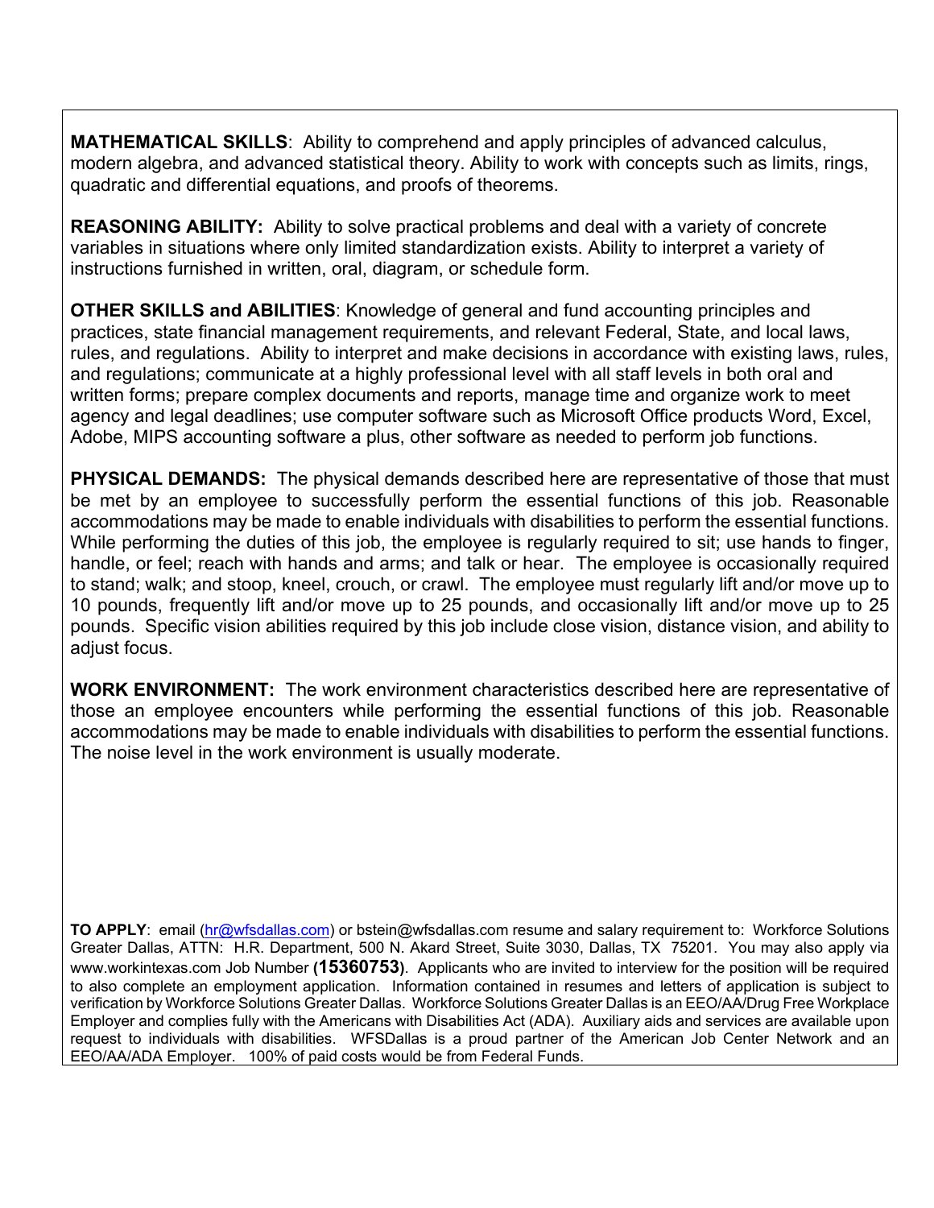**MATHEMATICAL SKILLS**: Ability to comprehend and apply principles of advanced calculus, modern algebra, and advanced statistical theory. Ability to work with concepts such as limits, rings, quadratic and differential equations, and proofs of theorems.

**REASONING ABILITY:** Ability to solve practical problems and deal with a variety of concrete variables in situations where only limited standardization exists. Ability to interpret a variety of instructions furnished in written, oral, diagram, or schedule form.

**OTHER SKILLS and ABILITIES**: Knowledge of general and fund accounting principles and practices, state financial management requirements, and relevant Federal, State, and local laws, rules, and regulations. Ability to interpret and make decisions in accordance with existing laws, rules, and regulations; communicate at a highly professional level with all staff levels in both oral and written forms; prepare complex documents and reports, manage time and organize work to meet agency and legal deadlines; use computer software such as Microsoft Office products Word, Excel, Adobe, MIPS accounting software a plus, other software as needed to perform job functions.

**PHYSICAL DEMANDS:** The physical demands described here are representative of those that must be met by an employee to successfully perform the essential functions of this job. Reasonable accommodations may be made to enable individuals with disabilities to perform the essential functions. While performing the duties of this job, the employee is regularly required to sit; use hands to finger, handle, or feel; reach with hands and arms; and talk or hear. The employee is occasionally required to stand; walk; and stoop, kneel, crouch, or crawl. The employee must regularly lift and/or move up to 10 pounds, frequently lift and/or move up to 25 pounds, and occasionally lift and/or move up to 25 pounds. Specific vision abilities required by this job include close vision, distance vision, and ability to adjust focus.

**WORK ENVIRONMENT:** The work environment characteristics described here are representative of those an employee encounters while performing the essential functions of this job. Reasonable accommodations may be made to enable individuals with disabilities to perform the essential functions. The noise level in the work environment is usually moderate.

**TO APPLY**: email (hr@wfsdallas.com) or bstein@wfsdallas.com resume and salary requirement to: Workforce Solutions Greater Dallas, ATTN: H.R. Department, 500 N. Akard Street, Suite 3030, Dallas, TX 75201. You may also apply via www.workintexas.com Job Number **(15360753)**. Applicants who are invited to interview for the position will be required to also complete an employment application. Information contained in resumes and letters of application is subject to verification by Workforce Solutions Greater Dallas. Workforce Solutions Greater Dallas is an EEO/AA/Drug Free Workplace Employer and complies fully with the Americans with Disabilities Act (ADA). Auxiliary aids and services are available upon request to individuals with disabilities. WFSDallas is a proud partner of the American Job Center Network and an EEO/AA/ADA Employer. 100% of paid costs would be from Federal Funds.